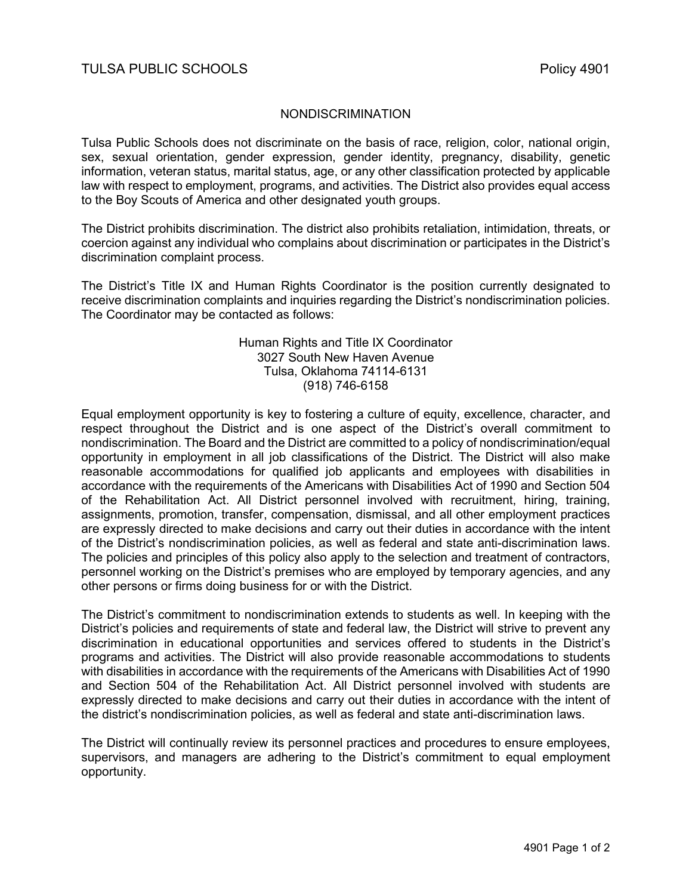TULSA PUBLIC SCHOOLS Policy 4901

# NONDISCRIMINATION

Tulsa Public Schools does not discriminate on the basis of race, religion, color, national origin, sex, sexual orientation, gender expression, gender identity, pregnancy, disability, genetic information, veteran status, marital status, age, or any other classification protected by applicable law with respect to employment, programs, and activities. The District also provides equal access to the Boy Scouts of America and other designated youth groups.

The District prohibits discrimination. The district also prohibits retaliation, intimidation, threats, or coercion against any individual who complains about discrimination or participates in the District's discrimination complaint process.

The District's Title IX and Human Rights Coordinator is the position currently designated to receive discrimination complaints and inquiries regarding the District's nondiscrimination policies. The Coordinator may be contacted as follows:

Human Rights and Title IX Coordinator
3027 South New Haven Avenue
Tulsa, Oklahoma 74114-6131
(918) 746-6158

Equal employment opportunity is key to fostering a culture of equity, excellence, character, and respect throughout the District and is one aspect of the District's overall commitment to nondiscrimination. The Board and the District are committed to a policy of nondiscrimination/equal opportunity in employment in all job classifications of the District. The District will also make reasonable accommodations for qualified job applicants and employees with disabilities in accordance with the requirements of the Americans with Disabilities Act of 1990 and Section 504 of the Rehabilitation Act. All District personnel involved with recruitment, hiring, training, assignments, promotion, transfer, compensation, dismissal, and all other employment practices are expressly directed to make decisions and carry out their duties in accordance with the intent of the District's nondiscrimination policies, as well as federal and state anti-discrimination laws. The policies and principles of this policy also apply to the selection and treatment of contractors, personnel working on the District's premises who are employed by temporary agencies, and any other persons or firms doing business for or with the District.

The District's commitment to nondiscrimination extends to students as well. In keeping with the District's policies and requirements of state and federal law, the District will strive to prevent any discrimination in educational opportunities and services offered to students in the District's programs and activities. The District will also provide reasonable accommodations to students with disabilities in accordance with the requirements of the Americans with Disabilities Act of 1990 and Section 504 of the Rehabilitation Act. All District personnel involved with students are expressly directed to make decisions and carry out their duties in accordance with the intent of the district's nondiscrimination policies, as well as federal and state anti-discrimination laws.

The District will continually review its personnel practices and procedures to ensure employees, supervisors, and managers are adhering to the District's commitment to equal employment opportunity.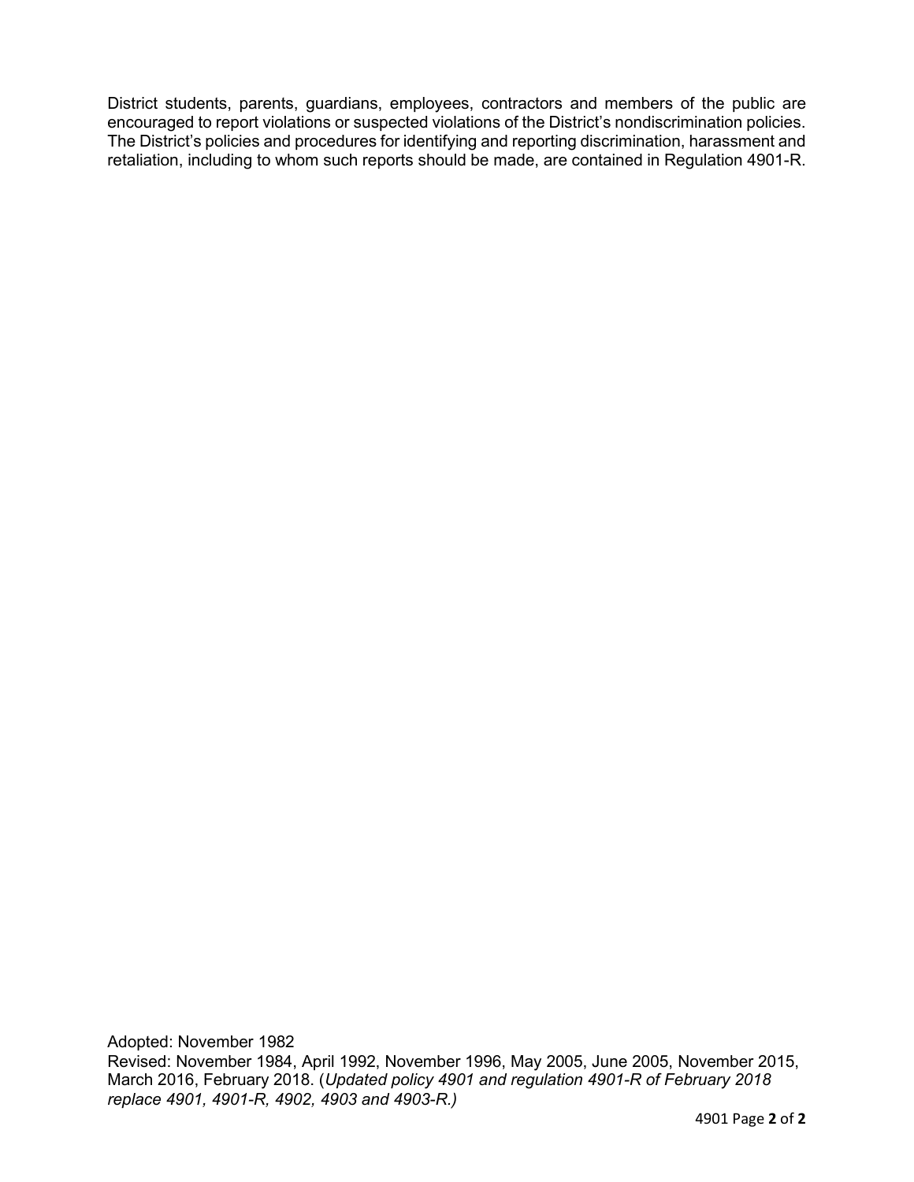District students, parents, guardians, employees, contractors and members of the public are encouraged to report violations or suspected violations of the District's nondiscrimination policies. The District's policies and procedures for identifying and reporting discrimination, harassment and retaliation, including to whom such reports should be made, are contained in Regulation 4901-R.

Adopted: November 1982
Revised: November 1984, April 1992, November 1996, May 2005, June 2005, November 2015, March 2016, February 2018. (*Updated policy 4901 and regulation 4901-R of February 2018 replace 4901, 4901-R, 4902, 4903 and 4903-R.)*